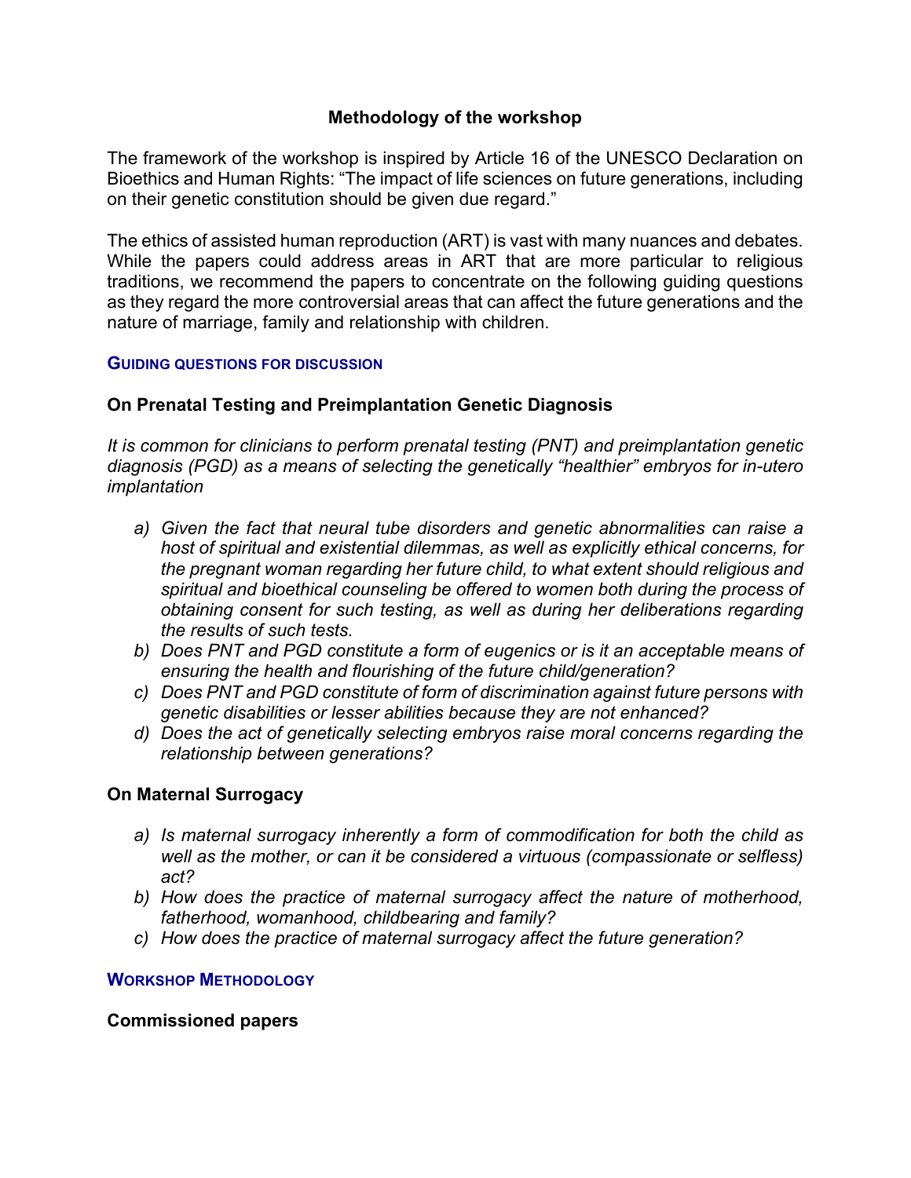## Methodology of the workshop

The framework of the workshop is inspired by Article 16 of the UNESCO Declaration on Bioethics and Human Rights: "The impact of life sciences on future generations, including on their genetic constitution should be given due regard."

The ethics of assisted human reproduction (ART) is vast with many nuances and debates. While the papers could address areas in ART that are more particular to religious traditions, we recommend the papers to concentrate on the following guiding questions as they regard the more controversial areas that can affect the future generations and the nature of marriage, family and relationship with children.

### GUIDING QUESTIONS FOR DISCUSSION

#### On Prenatal Testing and Preimplantation Genetic Diagnosis

*It is common for clinicians to perform prenatal testing (PNT) and preimplantation genetic diagnosis (PGD) as a means of selecting the genetically "healthier" embryos for in-utero implantation*

- a) *Given the fact that neural tube disorders and genetic abnormalities can raise a host of spiritual and existential dilemmas, as well as explicitly ethical concerns, for the pregnant woman regarding her future child, to what extent should religious and spiritual and bioethical counseling be offered to women both during the process of obtaining consent for such testing, as well as during her deliberations regarding the results of such tests.*
- b) *Does PNT and PGD constitute a form of eugenics or is it an acceptable means of ensuring the health and flourishing of the future child/generation?*
- c) *Does PNT and PGD constitute of form of discrimination against future persons with genetic disabilities or lesser abilities because they are not enhanced?*
- d) *Does the act of genetically selecting embryos raise moral concerns regarding the relationship between generations?*

#### On Maternal Surrogacy

- a) *Is maternal surrogacy inherently a form of commodification for both the child as well as the mother, or can it be considered a virtuous (compassionate or selfless) act?*
- b) *How does the practice of maternal surrogacy affect the nature of motherhood, fatherhood, womanhood, childbearing and family?*
- c) *How does the practice of maternal surrogacy affect the future generation?*

### WORKSHOP METHODOLOGY

#### Commissioned papers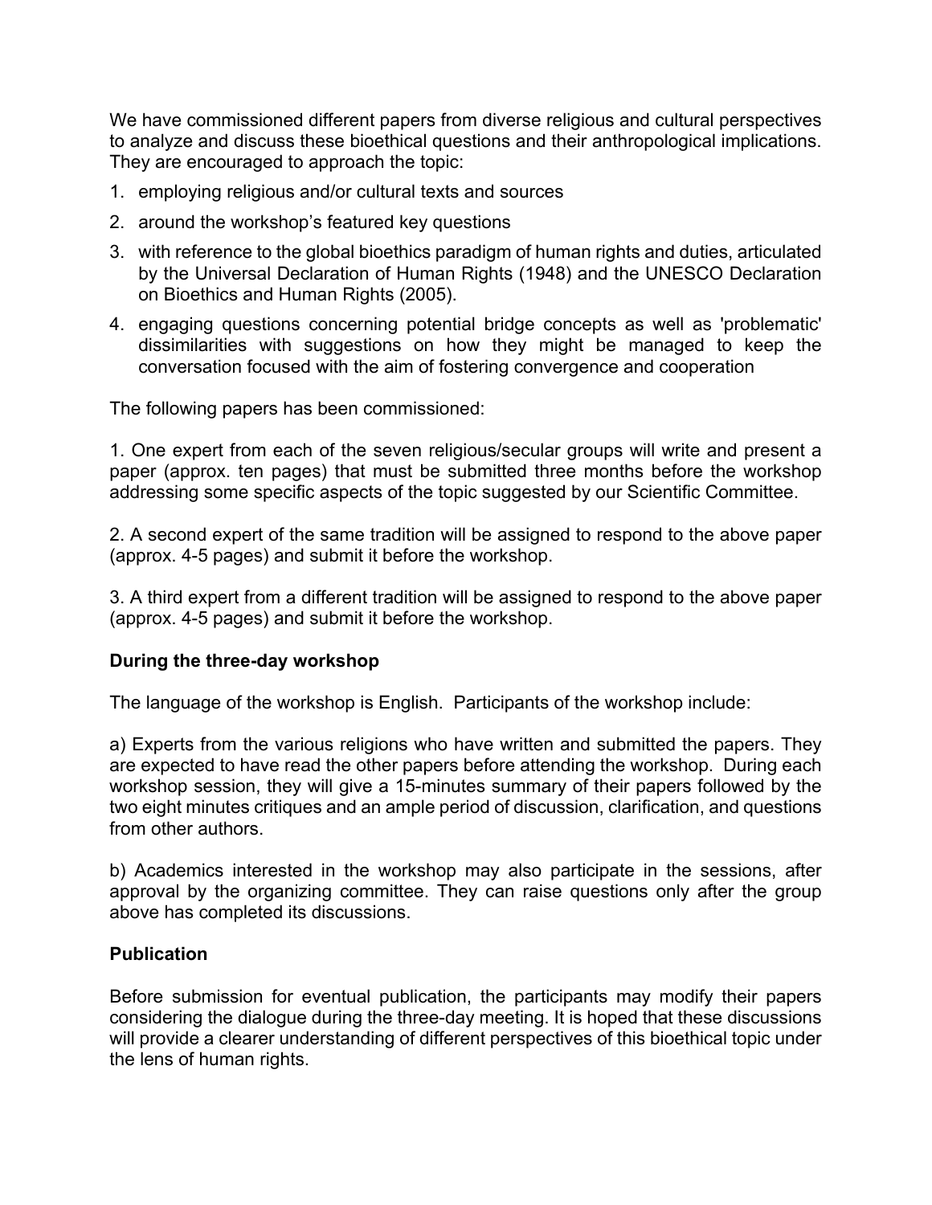We have commissioned different papers from diverse religious and cultural perspectives to analyze and discuss these bioethical questions and their anthropological implications. They are encouraged to approach the topic:

1. employing religious and/or cultural texts and sources
2. around the workshop's featured key questions
3. with reference to the global bioethics paradigm of human rights and duties, articulated by the Universal Declaration of Human Rights (1948) and the UNESCO Declaration on Bioethics and Human Rights (2005).
4. engaging questions concerning potential bridge concepts as well as 'problematic' dissimilarities with suggestions on how they might be managed to keep the conversation focused with the aim of fostering convergence and cooperation

The following papers has been commissioned:

1. One expert from each of the seven religious/secular groups will write and present a paper (approx. ten pages) that must be submitted three months before the workshop addressing some specific aspects of the topic suggested by our Scientific Committee.

2. A second expert of the same tradition will be assigned to respond to the above paper (approx. 4-5 pages) and submit it before the workshop.

3. A third expert from a different tradition will be assigned to respond to the above paper (approx. 4-5 pages) and submit it before the workshop.

**During the three-day workshop**

The language of the workshop is English. Participants of the workshop include:

a) Experts from the various religions who have written and submitted the papers. They are expected to have read the other papers before attending the workshop. During each workshop session, they will give a 15-minutes summary of their papers followed by the two eight minutes critiques and an ample period of discussion, clarification, and questions from other authors.

b) Academics interested in the workshop may also participate in the sessions, after approval by the organizing committee. They can raise questions only after the group above has completed its discussions.

**Publication**

Before submission for eventual publication, the participants may modify their papers considering the dialogue during the three-day meeting. It is hoped that these discussions will provide a clearer understanding of different perspectives of this bioethical topic under the lens of human rights.